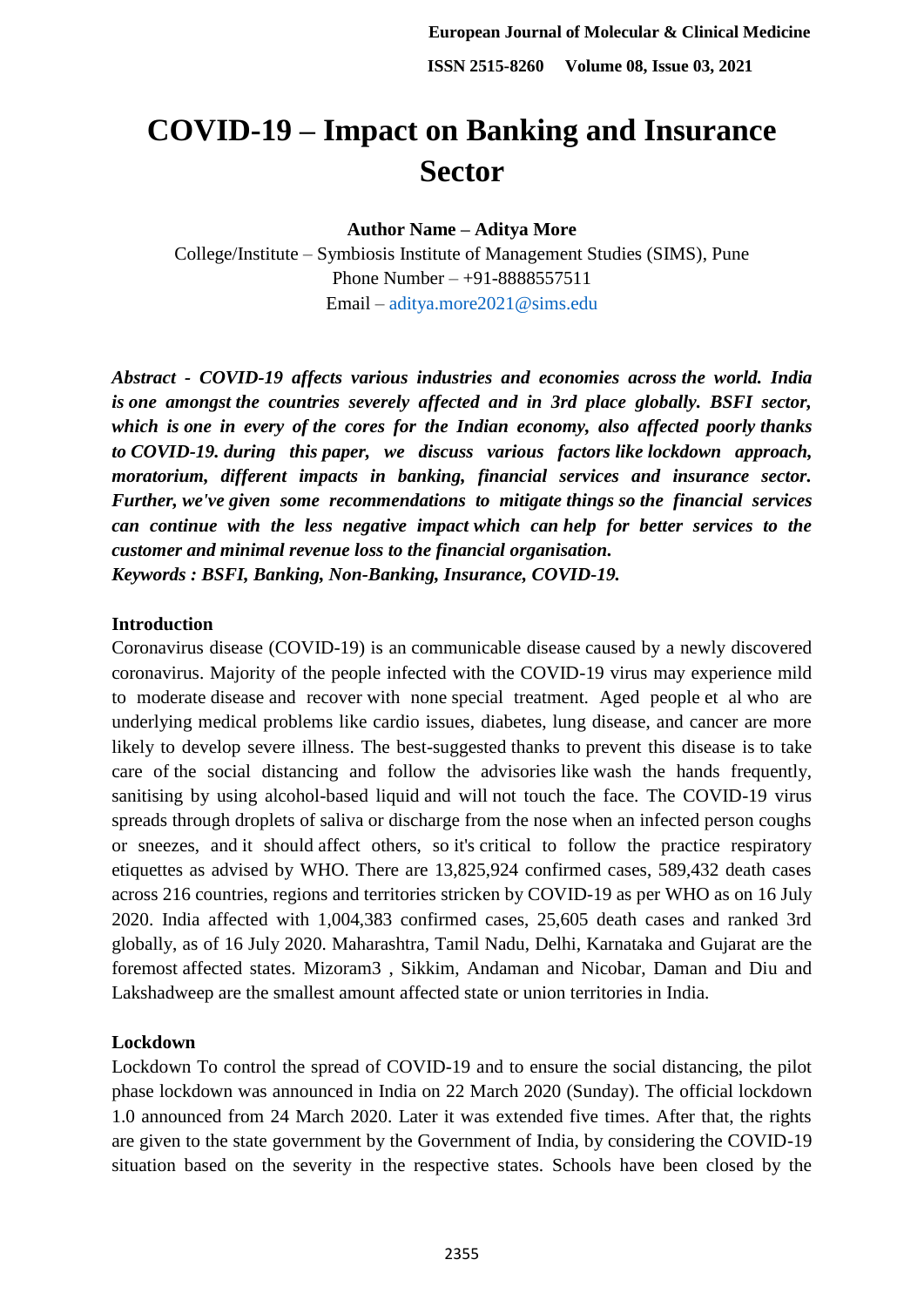# COVID-19 – Impact on Banking and Insurance Sector

**Author Name – Aditya More**

College/Institute – Symbiosis Institute of Management Studies (SIMS), Pune
Phone Number – +91-8888557511
Email – aditya.more2021@sims.edu

***Abstract - COVID-19 affects various industries and economies across the world. India is one amongst the countries severely affected and in 3rd place globally. BSFI sector, which is one in every of the cores for the Indian economy, also affected poorly thanks to COVID-19. during this paper, we discuss various factors like lockdown approach, moratorium, different impacts in banking, financial services and insurance sector. Further, we've given some recommendations to mitigate things so the financial services can continue with the less negative impact which can help for better services to the customer and minimal revenue loss to the financial organisation.***

***Keywords : BSFI, Banking, Non-Banking, Insurance, COVID-19.***

## Introduction

Coronavirus disease (COVID-19) is an communicable disease caused by a newly discovered coronavirus. Majority of the people infected with the COVID-19 virus may experience mild to moderate disease and recover with none special treatment. Aged people et al who are underlying medical problems like cardio issues, diabetes, lung disease, and cancer are more likely to develop severe illness. The best-suggested thanks to prevent this disease is to take care of the social distancing and follow the advisories like wash the hands frequently, sanitising by using alcohol-based liquid and will not touch the face. The COVID-19 virus spreads through droplets of saliva or discharge from the nose when an infected person coughs or sneezes, and it should affect others, so it's critical to follow the practice respiratory etiquettes as advised by WHO. There are 13,825,924 confirmed cases, 589,432 death cases across 216 countries, regions and territories stricken by COVID-19 as per WHO as on 16 July 2020. India affected with 1,004,383 confirmed cases, 25,605 death cases and ranked 3rd globally, as of 16 July 2020. Maharashtra, Tamil Nadu, Delhi, Karnataka and Gujarat are the foremost affected states. Mizoram3 , Sikkim, Andaman and Nicobar, Daman and Diu and Lakshadweep are the smallest amount affected state or union territories in India.

## Lockdown

Lockdown To control the spread of COVID-19 and to ensure the social distancing, the pilot phase lockdown was announced in India on 22 March 2020 (Sunday). The official lockdown 1.0 announced from 24 March 2020. Later it was extended five times. After that, the rights are given to the state government by the Government of India, by considering the COVID-19 situation based on the severity in the respective states. Schools have been closed by the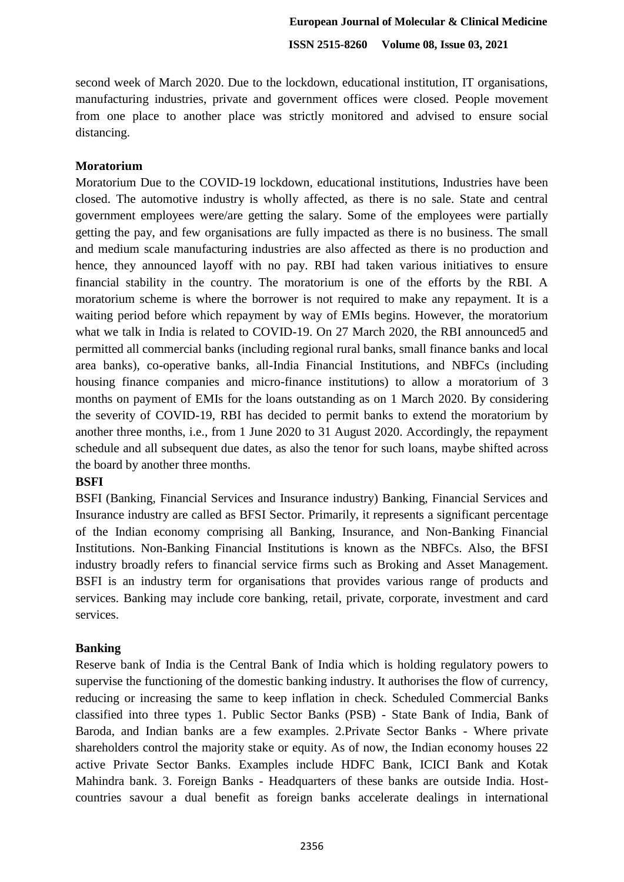second week of March 2020. Due to the lockdown, educational institution, IT organisations, manufacturing industries, private and government offices were closed. People movement from one place to another place was strictly monitored and advised to ensure social distancing.

**Moratorium**

Moratorium Due to the COVID-19 lockdown, educational institutions, Industries have been closed. The automotive industry is wholly affected, as there is no sale. State and central government employees were/are getting the salary. Some of the employees were partially getting the pay, and few organisations are fully impacted as there is no business. The small and medium scale manufacturing industries are also affected as there is no production and hence, they announced layoff with no pay. RBI had taken various initiatives to ensure financial stability in the country. The moratorium is one of the efforts by the RBI. A moratorium scheme is where the borrower is not required to make any repayment. It is a waiting period before which repayment by way of EMIs begins. However, the moratorium what we talk in India is related to COVID-19. On 27 March 2020, the RBI announced[5] and permitted all commercial banks (including regional rural banks, small finance banks and local area banks), co-operative banks, all-India Financial Institutions, and NBFCs (including housing finance companies and micro-finance institutions) to allow a moratorium of 3 months on payment of EMIs for the loans outstanding as on 1 March 2020. By considering the severity of COVID-19, RBI has decided to permit banks to extend the moratorium by another three months, i.e., from 1 June 2020 to 31 August 2020. Accordingly, the repayment schedule and all subsequent due dates, as also the tenor for such loans, maybe shifted across the board by another three months.

**BSFI**

BSFI (Banking, Financial Services and Insurance industry) Banking, Financial Services and Insurance industry are called as BFSI Sector. Primarily, it represents a significant percentage of the Indian economy comprising all Banking, Insurance, and Non-Banking Financial Institutions. Non-Banking Financial Institutions is known as the NBFCs. Also, the BFSI industry broadly refers to financial service firms such as Broking and Asset Management. BSFI is an industry term for organisations that provides various range of products and services. Banking may include core banking, retail, private, corporate, investment and card services.

**Banking**

Reserve bank of India is the Central Bank of India which is holding regulatory powers to supervise the functioning of the domestic banking industry. It authorises the flow of currency, reducing or increasing the same to keep inflation in check. Scheduled Commercial Banks classified into three types 1. Public Sector Banks (PSB) - State Bank of India, Bank of Baroda, and Indian banks are a few examples. 2.Private Sector Banks - Where private shareholders control the majority stake or equity. As of now, the Indian economy houses 22 active Private Sector Banks. Examples include HDFC Bank, ICICI Bank and Kotak Mahindra bank. 3. Foreign Banks - Headquarters of these banks are outside India. Host-countries savour a dual benefit as foreign banks accelerate dealings in international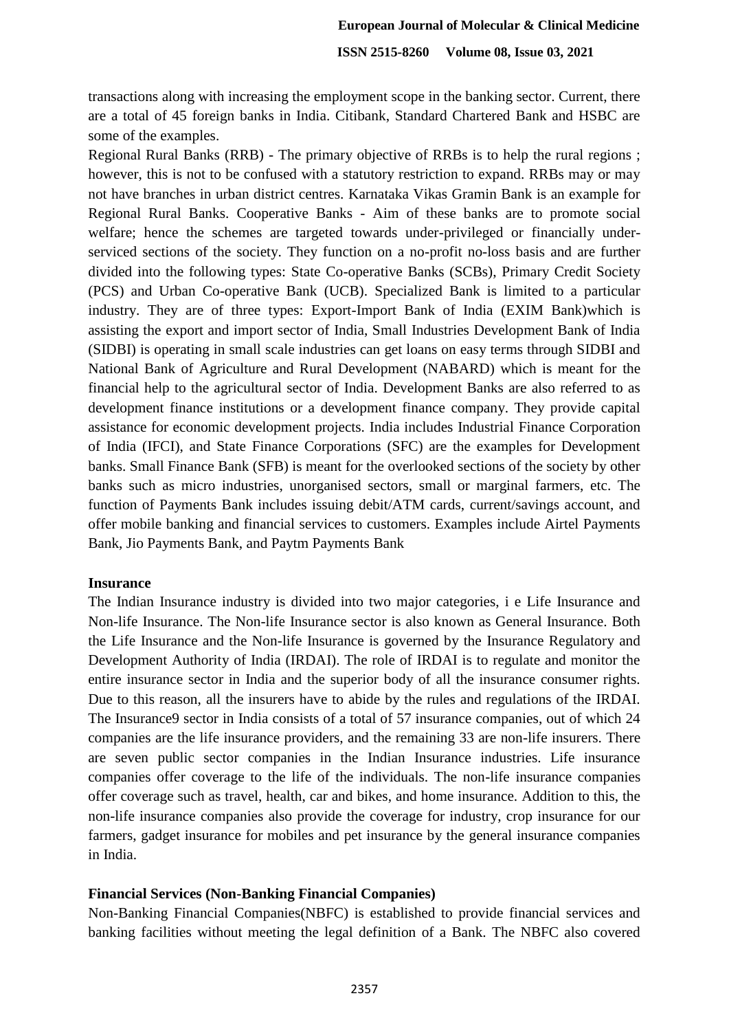transactions along with increasing the employment scope in the banking sector. Current, there are a total of 45 foreign banks in India. Citibank, Standard Chartered Bank and HSBC are some of the examples.

Regional Rural Banks (RRB) - The primary objective of RRBs is to help the rural regions ; however, this is not to be confused with a statutory restriction to expand. RRBs may or may not have branches in urban district centres. Karnataka Vikas Gramin Bank is an example for Regional Rural Banks. Cooperative Banks - Aim of these banks are to promote social welfare; hence the schemes are targeted towards under-privileged or financially under-serviced sections of the society. They function on a no-profit no-loss basis and are further divided into the following types: State Co-operative Banks (SCBs), Primary Credit Society (PCS) and Urban Co-operative Bank (UCB). Specialized Bank is limited to a particular industry. They are of three types: Export-Import Bank of India (EXIM Bank)which is assisting the export and import sector of India, Small Industries Development Bank of India (SIDBI) is operating in small scale industries can get loans on easy terms through SIDBI and National Bank of Agriculture and Rural Development (NABARD) which is meant for the financial help to the agricultural sector of India. Development Banks are also referred to as development finance institutions or a development finance company. They provide capital assistance for economic development projects. India includes Industrial Finance Corporation of India (IFCI), and State Finance Corporations (SFC) are the examples for Development banks. Small Finance Bank (SFB) is meant for the overlooked sections of the society by other banks such as micro industries, unorganised sectors, small or marginal farmers, etc. The function of Payments Bank includes issuing debit/ATM cards, current/savings account, and offer mobile banking and financial services to customers. Examples include Airtel Payments Bank, Jio Payments Bank, and Paytm Payments Bank

**Insurance**

The Indian Insurance industry is divided into two major categories, i e Life Insurance and Non-life Insurance. The Non-life Insurance sector is also known as General Insurance. Both the Life Insurance and the Non-life Insurance is governed by the Insurance Regulatory and Development Authority of India (IRDAI). The role of IRDAI is to regulate and monitor the entire insurance sector in India and the superior body of all the insurance consumer rights. Due to this reason, all the insurers have to abide by the rules and regulations of the IRDAI. The Insurance9 sector in India consists of a total of 57 insurance companies, out of which 24 companies are the life insurance providers, and the remaining 33 are non-life insurers. There are seven public sector companies in the Indian Insurance industries. Life insurance companies offer coverage to the life of the individuals. The non-life insurance companies offer coverage such as travel, health, car and bikes, and home insurance. Addition to this, the non-life insurance companies also provide the coverage for industry, crop insurance for our farmers, gadget insurance for mobiles and pet insurance by the general insurance companies in India.

**Financial Services (Non-Banking Financial Companies)**

Non-Banking Financial Companies(NBFC) is established to provide financial services and banking facilities without meeting the legal definition of a Bank. The NBFC also covered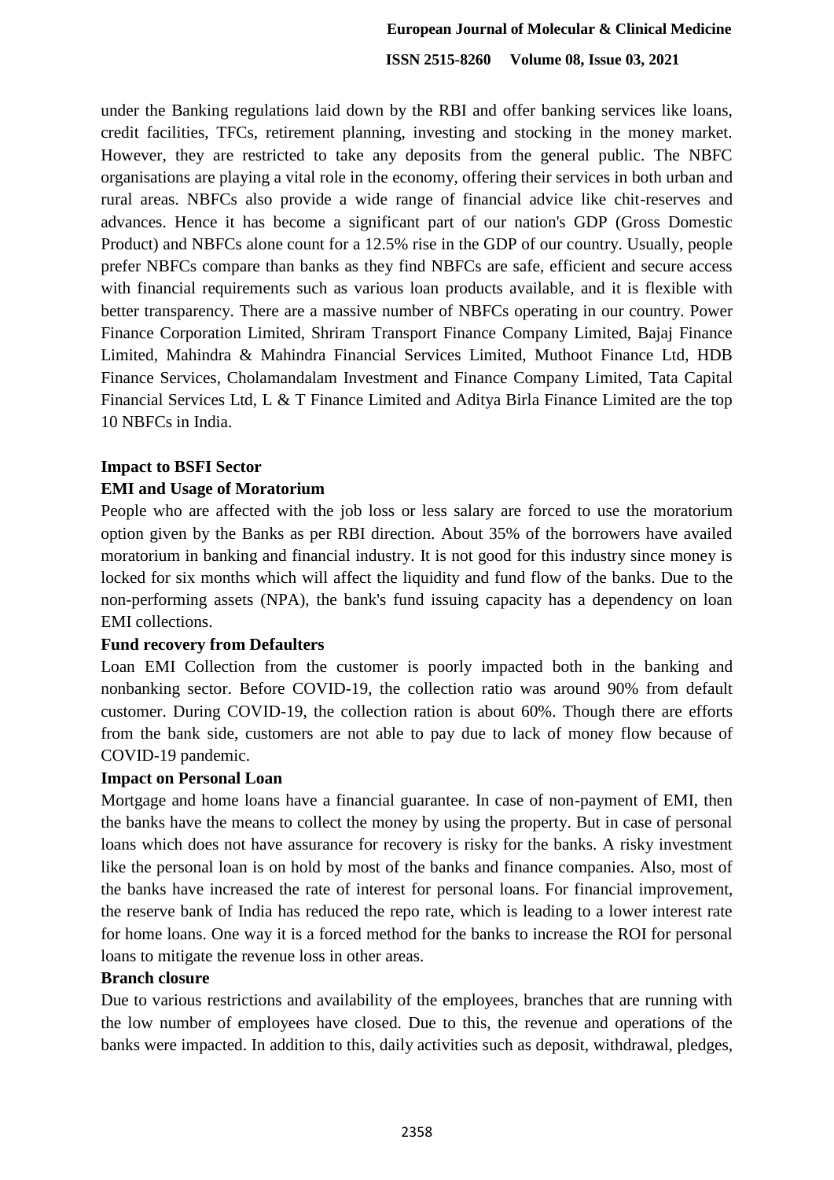under the Banking regulations laid down by the RBI and offer banking services like loans, credit facilities, TFCs, retirement planning, investing and stocking in the money market. However, they are restricted to take any deposits from the general public. The NBFC organisations are playing a vital role in the economy, offering their services in both urban and rural areas. NBFCs also provide a wide range of financial advice like chit-reserves and advances. Hence it has become a significant part of our nation's GDP (Gross Domestic Product) and NBFCs alone count for a 12.5% rise in the GDP of our country. Usually, people prefer NBFCs compare than banks as they find NBFCs are safe, efficient and secure access with financial requirements such as various loan products available, and it is flexible with better transparency. There are a massive number of NBFCs operating in our country. Power Finance Corporation Limited, Shriram Transport Finance Company Limited, Bajaj Finance Limited, Mahindra & Mahindra Financial Services Limited, Muthoot Finance Ltd, HDB Finance Services, Cholamandalam Investment and Finance Company Limited, Tata Capital Financial Services Ltd, L & T Finance Limited and Aditya Birla Finance Limited are the top 10 NBFCs in India.

**Impact to BSFI Sector**

**EMI and Usage of Moratorium**

People who are affected with the job loss or less salary are forced to use the moratorium option given by the Banks as per RBI direction. About 35% of the borrowers have availed moratorium in banking and financial industry. It is not good for this industry since money is locked for six months which will affect the liquidity and fund flow of the banks. Due to the non-performing assets (NPA), the bank's fund issuing capacity has a dependency on loan EMI collections.

**Fund recovery from Defaulters**

Loan EMI Collection from the customer is poorly impacted both in the banking and nonbanking sector. Before COVID-19, the collection ratio was around 90% from default customer. During COVID-19, the collection ration is about 60%. Though there are efforts from the bank side, customers are not able to pay due to lack of money flow because of COVID-19 pandemic.

**Impact on Personal Loan**

Mortgage and home loans have a financial guarantee. In case of non-payment of EMI, then the banks have the means to collect the money by using the property. But in case of personal loans which does not have assurance for recovery is risky for the banks. A risky investment like the personal loan is on hold by most of the banks and finance companies. Also, most of the banks have increased the rate of interest for personal loans. For financial improvement, the reserve bank of India has reduced the repo rate, which is leading to a lower interest rate for home loans. One way it is a forced method for the banks to increase the ROI for personal loans to mitigate the revenue loss in other areas.

**Branch closure**

Due to various restrictions and availability of the employees, branches that are running with the low number of employees have closed. Due to this, the revenue and operations of the banks were impacted. In addition to this, daily activities such as deposit, withdrawal, pledges,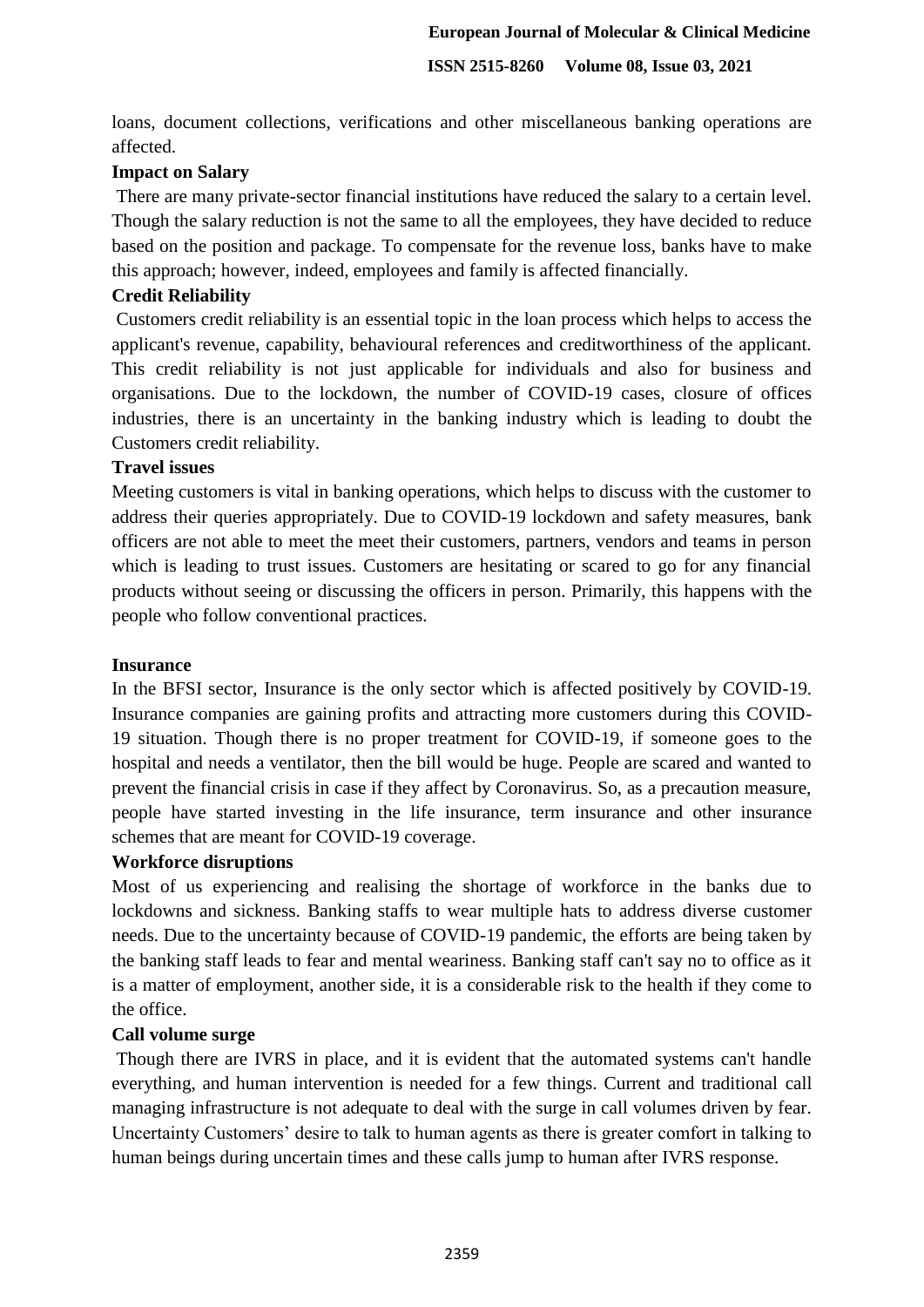loans, document collections, verifications and other miscellaneous banking operations are affected.

**Impact on Salary**

There are many private-sector financial institutions have reduced the salary to a certain level. Though the salary reduction is not the same to all the employees, they have decided to reduce based on the position and package. To compensate for the revenue loss, banks have to make this approach; however, indeed, employees and family is affected financially.

**Credit Reliability**

Customers credit reliability is an essential topic in the loan process which helps to access the applicant's revenue, capability, behavioural references and creditworthiness of the applicant. This credit reliability is not just applicable for individuals and also for business and organisations. Due to the lockdown, the number of COVID-19 cases, closure of offices industries, there is an uncertainty in the banking industry which is leading to doubt the Customers credit reliability.

**Travel issues**

Meeting customers is vital in banking operations, which helps to discuss with the customer to address their queries appropriately. Due to COVID-19 lockdown and safety measures, bank officers are not able to meet the meet their customers, partners, vendors and teams in person which is leading to trust issues. Customers are hesitating or scared to go for any financial products without seeing or discussing the officers in person. Primarily, this happens with the people who follow conventional practices.

**Insurance**

In the BFSI sector, Insurance is the only sector which is affected positively by COVID-19. Insurance companies are gaining profits and attracting more customers during this COVID-19 situation. Though there is no proper treatment for COVID-19, if someone goes to the hospital and needs a ventilator, then the bill would be huge. People are scared and wanted to prevent the financial crisis in case if they affect by Coronavirus. So, as a precaution measure, people have started investing in the life insurance, term insurance and other insurance schemes that are meant for COVID-19 coverage.

**Workforce disruptions**

Most of us experiencing and realising the shortage of workforce in the banks due to lockdowns and sickness. Banking staffs to wear multiple hats to address diverse customer needs. Due to the uncertainty because of COVID-19 pandemic, the efforts are being taken by the banking staff leads to fear and mental weariness. Banking staff can't say no to office as it is a matter of employment, another side, it is a considerable risk to the health if they come to the office.

**Call volume surge**

Though there are IVRS in place, and it is evident that the automated systems can't handle everything, and human intervention is needed for a few things. Current and traditional call managing infrastructure is not adequate to deal with the surge in call volumes driven by fear. Uncertainty Customers' desire to talk to human agents as there is greater comfort in talking to human beings during uncertain times and these calls jump to human after IVRS response.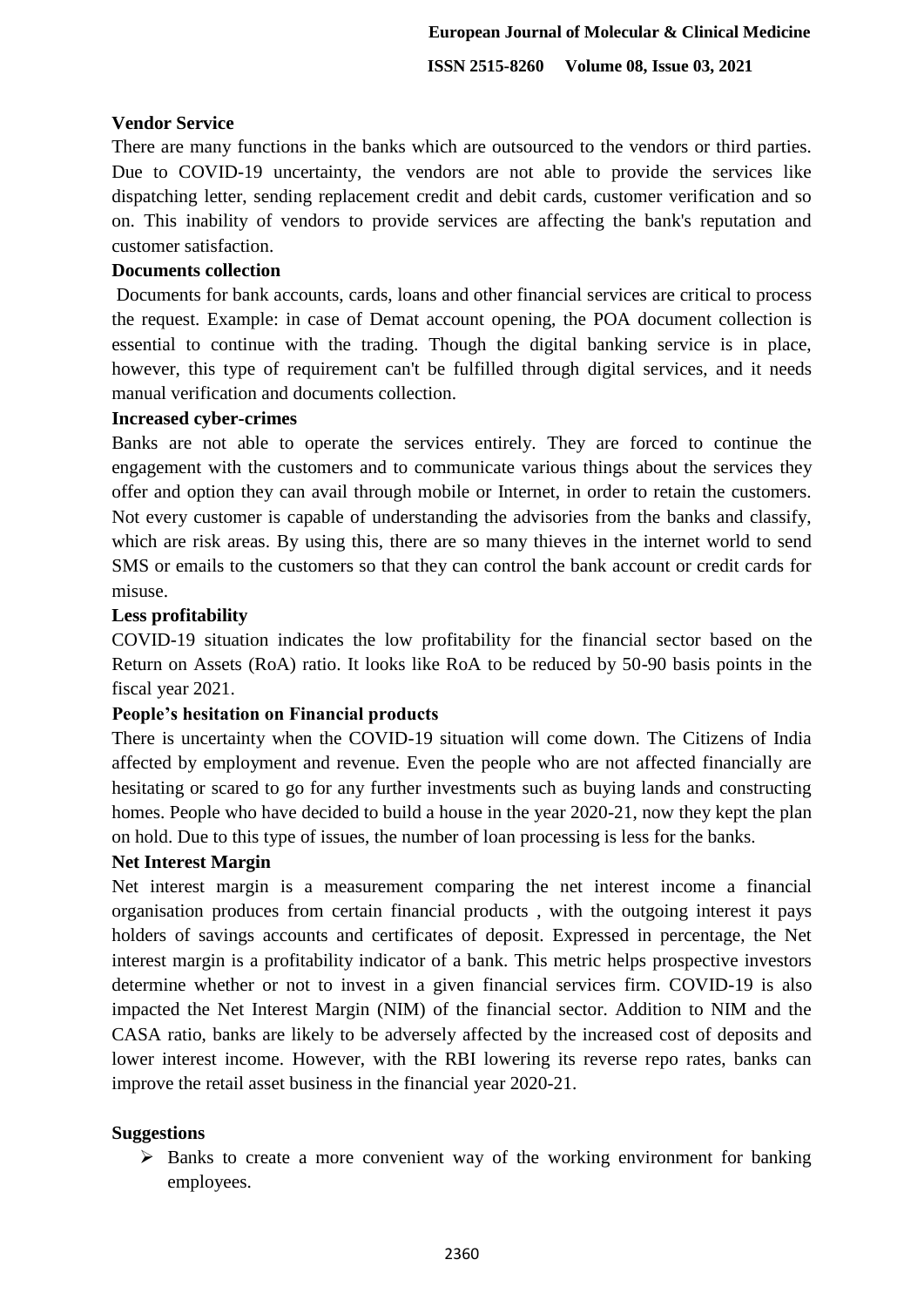### Vendor Service

There are many functions in the banks which are outsourced to the vendors or third parties. Due to COVID-19 uncertainty, the vendors are not able to provide the services like dispatching letter, sending replacement credit and debit cards, customer verification and so on. This inability of vendors to provide services are affecting the bank's reputation and customer satisfaction.

### Documents collection

Documents for bank accounts, cards, loans and other financial services are critical to process the request. Example: in case of Demat account opening, the POA document collection is essential to continue with the trading. Though the digital banking service is in place, however, this type of requirement can't be fulfilled through digital services, and it needs manual verification and documents collection.

### Increased cyber-crimes

Banks are not able to operate the services entirely. They are forced to continue the engagement with the customers and to communicate various things about the services they offer and option they can avail through mobile or Internet, in order to retain the customers. Not every customer is capable of understanding the advisories from the banks and classify, which are risk areas. By using this, there are so many thieves in the internet world to send SMS or emails to the customers so that they can control the bank account or credit cards for misuse.

### Less profitability

COVID-19 situation indicates the low profitability for the financial sector based on the Return on Assets (RoA) ratio. It looks like RoA to be reduced by 50-90 basis points in the fiscal year 2021.

### People's hesitation on Financial products

There is uncertainty when the COVID-19 situation will come down. The Citizens of India affected by employment and revenue. Even the people who are not affected financially are hesitating or scared to go for any further investments such as buying lands and constructing homes. People who have decided to build a house in the year 2020-21, now they kept the plan on hold. Due to this type of issues, the number of loan processing is less for the banks.

### Net Interest Margin

Net interest margin is a measurement comparing the net interest income a financial organisation produces from certain financial products , with the outgoing interest it pays holders of savings accounts and certificates of deposit. Expressed in percentage, the Net interest margin is a profitability indicator of a bank. This metric helps prospective investors determine whether or not to invest in a given financial services firm. COVID-19 is also impacted the Net Interest Margin (NIM) of the financial sector. Addition to NIM and the CASA ratio, banks are likely to be adversely affected by the increased cost of deposits and lower interest income. However, with the RBI lowering its reverse repo rates, banks can improve the retail asset business in the financial year 2020-21.

### Suggestions

- Banks to create a more convenient way of the working environment for banking employees.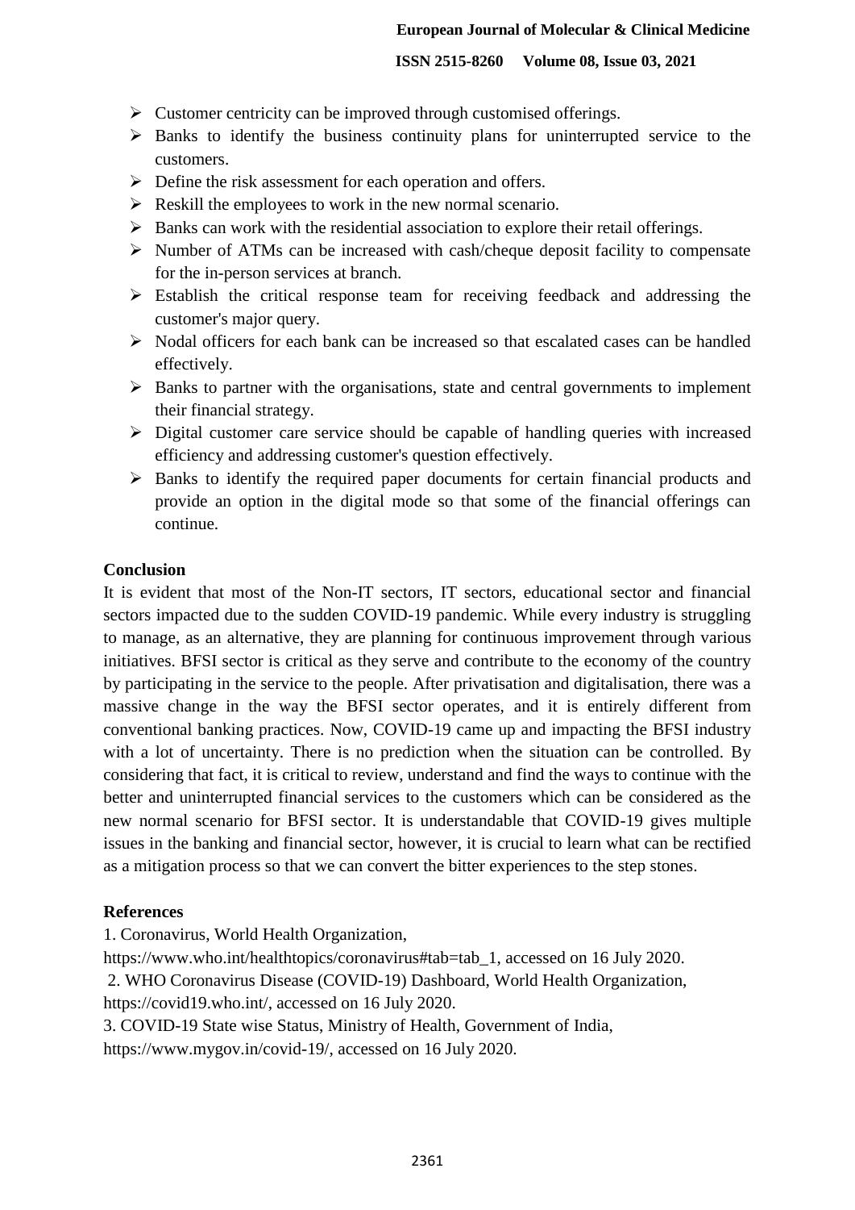- Customer centricity can be improved through customised offerings.
- Banks to identify the business continuity plans for uninterrupted service to the customers.
- Define the risk assessment for each operation and offers.
- Reskill the employees to work in the new normal scenario.
- Banks can work with the residential association to explore their retail offerings.
- Number of ATMs can be increased with cash/cheque deposit facility to compensate for the in-person services at branch.
- Establish the critical response team for receiving feedback and addressing the customer's major query.
- Nodal officers for each bank can be increased so that escalated cases can be handled effectively.
- Banks to partner with the organisations, state and central governments to implement their financial strategy.
- Digital customer care service should be capable of handling queries with increased efficiency and addressing customer's question effectively.
- Banks to identify the required paper documents for certain financial products and provide an option in the digital mode so that some of the financial offerings can continue.

## Conclusion

It is evident that most of the Non-IT sectors, IT sectors, educational sector and financial sectors impacted due to the sudden COVID-19 pandemic. While every industry is struggling to manage, as an alternative, they are planning for continuous improvement through various initiatives. BFSI sector is critical as they serve and contribute to the economy of the country by participating in the service to the people. After privatisation and digitalisation, there was a massive change in the way the BFSI sector operates, and it is entirely different from conventional banking practices. Now, COVID-19 came up and impacting the BFSI industry with a lot of uncertainty. There is no prediction when the situation can be controlled. By considering that fact, it is critical to review, understand and find the ways to continue with the better and uninterrupted financial services to the customers which can be considered as the new normal scenario for BFSI sector. It is understandable that COVID-19 gives multiple issues in the banking and financial sector, however, it is crucial to learn what can be rectified as a mitigation process so that we can convert the bitter experiences to the step stones.

## References

1. Coronavirus, World Health Organization, https://www.who.int/healthtopics/coronavirus#tab=tab_1, accessed on 16 July 2020.
2. WHO Coronavirus Disease (COVID-19) Dashboard, World Health Organization, https://covid19.who.int/, accessed on 16 July 2020.
3. COVID-19 State wise Status, Ministry of Health, Government of India, https://www.mygov.in/covid-19/, accessed on 16 July 2020.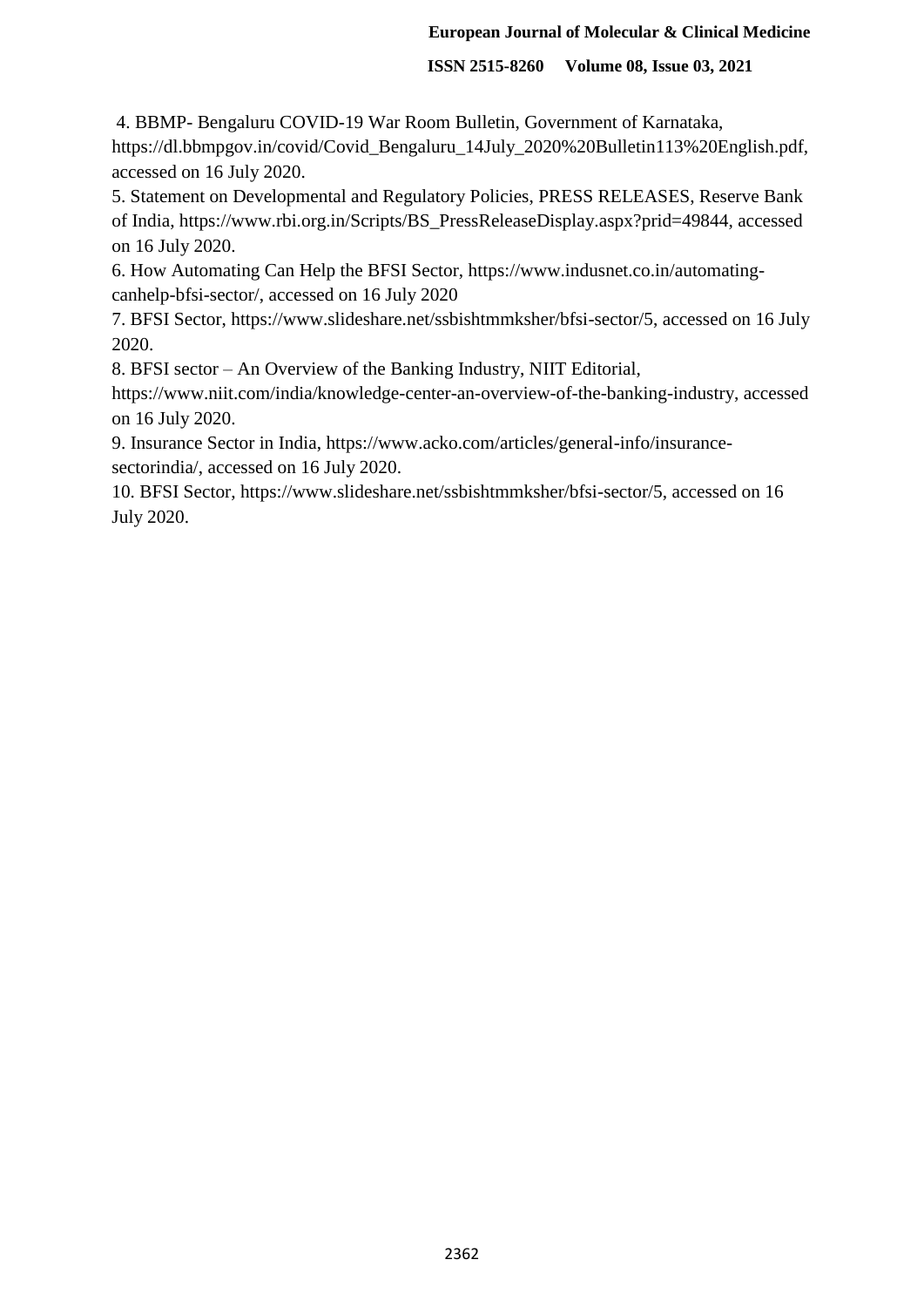4. BBMP- Bengaluru COVID-19 War Room Bulletin, Government of Karnataka, https://dl.bbmpgov.in/covid/Covid_Bengaluru_14July_2020%20Bulletin113%20English.pdf, accessed on 16 July 2020.

5. Statement on Developmental and Regulatory Policies, PRESS RELEASES, Reserve Bank of India, https://www.rbi.org.in/Scripts/BS_PressReleaseDisplay.aspx?prid=49844, accessed on 16 July 2020.

6. How Automating Can Help the BFSI Sector, https://www.indusnet.co.in/automating-canhelp-bfsi-sector/, accessed on 16 July 2020

7. BFSI Sector, https://www.slideshare.net/ssbishtmmksher/bfsi-sector/5, accessed on 16 July 2020.

8. BFSI sector – An Overview of the Banking Industry, NIIT Editorial, https://www.niit.com/india/knowledge-center-an-overview-of-the-banking-industry, accessed on 16 July 2020.

9. Insurance Sector in India, https://www.acko.com/articles/general-info/insurance-sectorindia/, accessed on 16 July 2020.

10. BFSI Sector, https://www.slideshare.net/ssbishtmmksher/bfsi-sector/5, accessed on 16 July 2020.